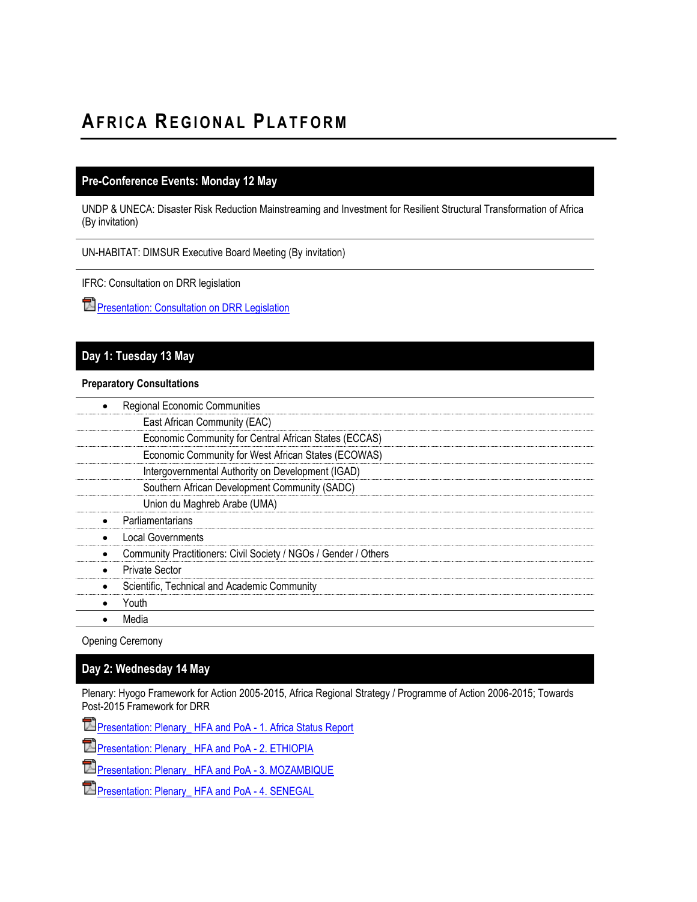# Africa Regional Platform

## Pre-Conference Events: Monday 12 May

UNDP & UNECA: Disaster Risk Reduction Mainstreaming and Investment for Resilient Structural Transformation of Africa (By invitation)

UN-HABITAT: DIMSUR Executive Board Meeting (By invitation)

IFRC: Consultation on DRR legislation

Presentation: Consultation on DRR Legislation

## Day 1: Tuesday 13 May

**Preparatory Consultations**

- Regional Economic Communities
  - East African Community (EAC)
  - Economic Community for Central African States (ECCAS)
  - Economic Community for West African States (ECOWAS)
  - Intergovernmental Authority on Development (IGAD)
  - Southern African Development Community (SADC)
  - Union du Maghreb Arabe (UMA)
- Parliamentarians
- Local Governments
- Community Practitioners: Civil Society / NGOs / Gender / Others
- Private Sector
- Scientific, Technical and Academic Community
- Youth
- Media

Opening Ceremony

## Day 2: Wednesday 14 May

Plenary: Hyogo Framework for Action 2005-2015, Africa Regional Strategy / Programme of Action 2006-2015; Towards Post-2015 Framework for DRR

Presentation: Plenary_ HFA and PoA - 1. Africa Status Report

Presentation: Plenary_ HFA and PoA - 2. ETHIOPIA

Presentation: Plenary_ HFA and PoA - 3. MOZAMBIQUE

Presentation: Plenary_ HFA and PoA - 4. SENEGAL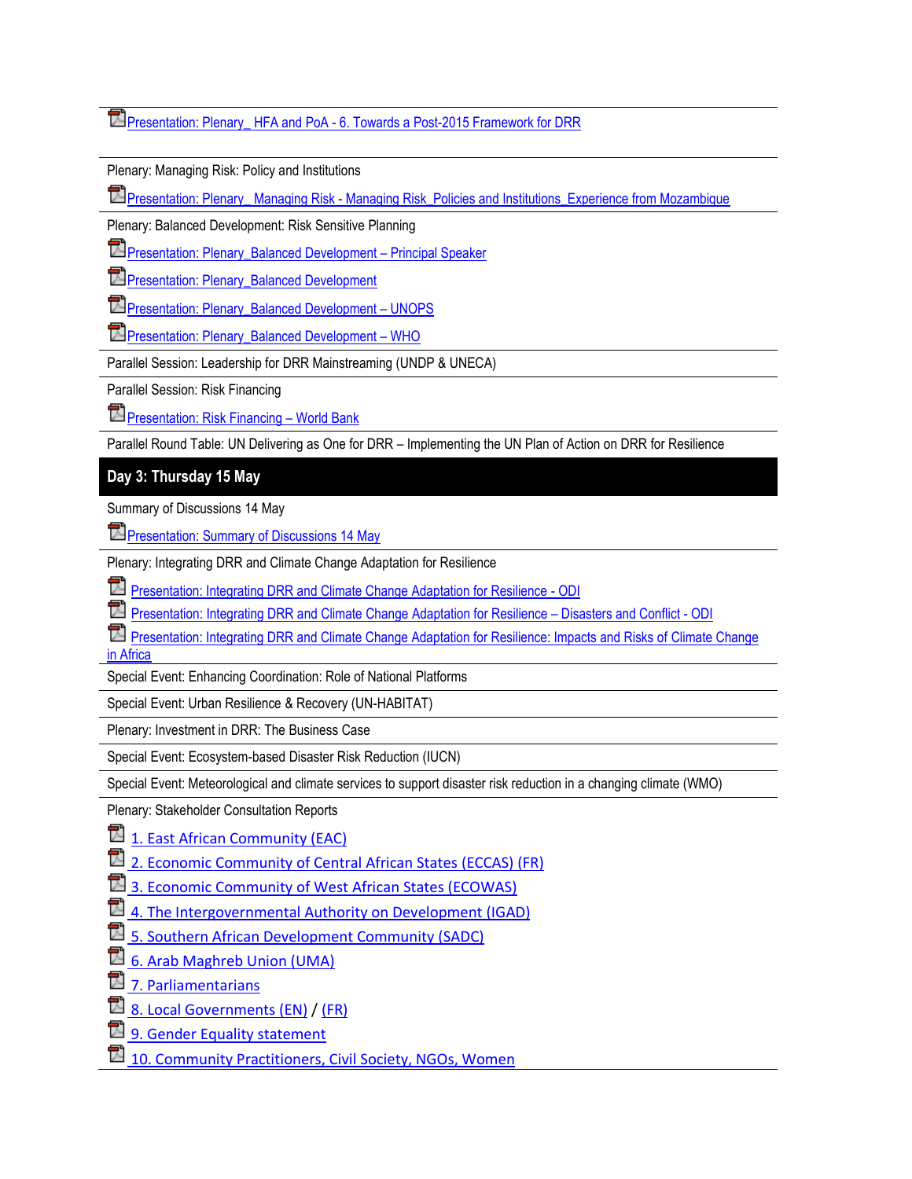Presentation: Plenary_ HFA and PoA - 6. Towards a Post-2015 Framework for DRR

Plenary: Managing Risk: Policy and Institutions

Presentation: Plenary_ Managing Risk - Managing Risk_Policies and Institutions_Experience from Mozambique

Plenary: Balanced Development: Risk Sensitive Planning

Presentation: Plenary_Balanced Development – Principal Speaker

Presentation: Plenary_Balanced Development

Presentation: Plenary_Balanced Development – UNOPS

Presentation: Plenary_Balanced Development – WHO

Parallel Session: Leadership for DRR Mainstreaming (UNDP & UNECA)

Parallel Session: Risk Financing

Presentation: Risk Financing – World Bank

Parallel Round Table: UN Delivering as One for DRR – Implementing the UN Plan of Action on DRR for Resilience

## Day 3: Thursday 15 May

Summary of Discussions 14 May

Presentation: Summary of Discussions 14 May

Plenary: Integrating DRR and Climate Change Adaptation for Resilience

Presentation: Integrating DRR and Climate Change Adaptation for Resilience - ODI

Presentation: Integrating DRR and Climate Change Adaptation for Resilience – Disasters and Conflict - ODI

Presentation: Integrating DRR and Climate Change Adaptation for Resilience: Impacts and Risks of Climate Change in Africa

Special Event: Enhancing Coordination: Role of National Platforms

Special Event: Urban Resilience & Recovery (UN-HABITAT)

Plenary: Investment in DRR: The Business Case

Special Event: Ecosystem-based Disaster Risk Reduction (IUCN)

Special Event: Meteorological and climate services to support disaster risk reduction in a changing climate (WMO)

Plenary: Stakeholder Consultation Reports

1. East African Community (EAC)
2. Economic Community of Central African States (ECCAS) (FR)
3. Economic Community of West African States (ECOWAS)
4. The Intergovernmental Authority on Development (IGAD)
5. Southern African Development Community (SADC)
6. Arab Maghreb Union (UMA)
7. Parliamentarians
8. Local Governments (EN) / (FR)
9. Gender Equality statement
10. Community Practitioners, Civil Society, NGOs, Women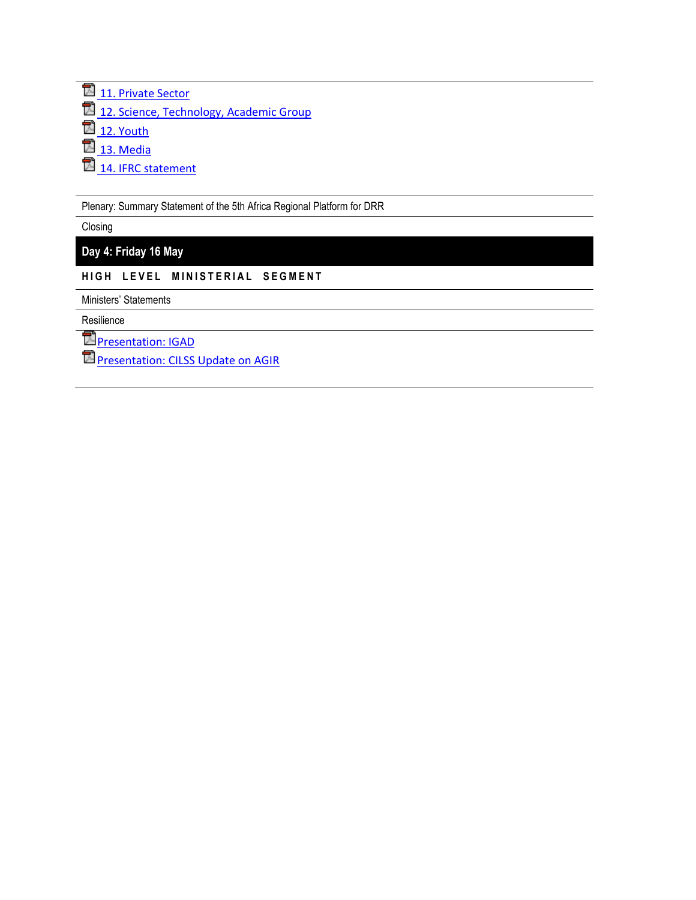- 11. Private Sector
- 12. Science, Technology, Academic Group
- 12. Youth
- 13. Media
- 14. IFRC statement

Plenary: Summary Statement of the 5th Africa Regional Platform for DRR

Closing

## Day 4: Friday 16 May

### HIGH LEVEL MINISTERIAL SEGMENT

Ministers' Statements

Resilience

- Presentation: IGAD
- Presentation: CILSS Update on AGIR